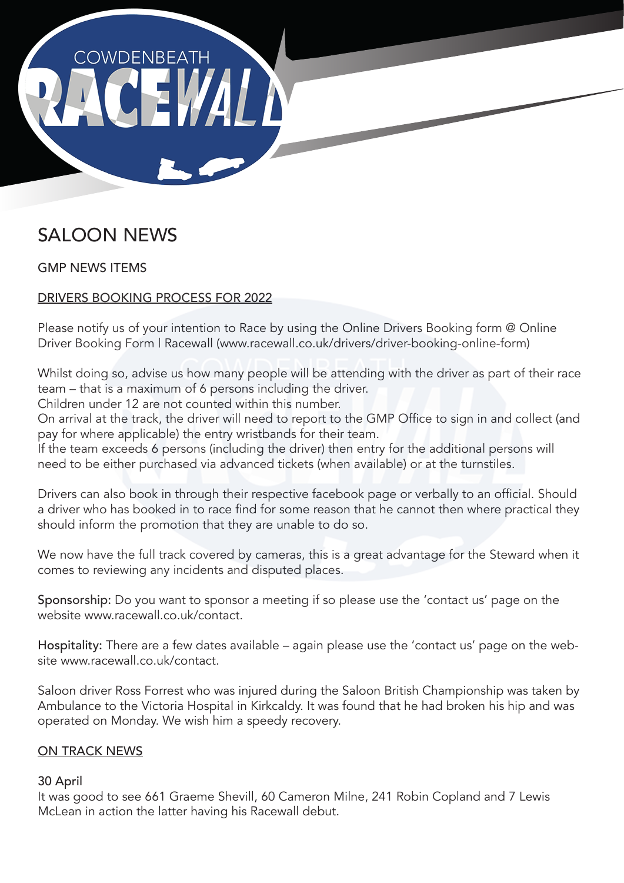# SALOON NEWS

## GMP NEWS ITEMS

### DRIVERS BOOKING PROCESS FOR 2022

Please notify us of your intention to Race by using the Online Drivers Booking form @ Online Driver Booking Form | Racewall (www.racewall.co.uk/drivers/driver-booking-online-form)

Whilst doing so, advise us how many people will be attending with the driver as part of their race team – that is a maximum of 6 persons including the driver.
Children under 12 are not counted within this number.
On arrival at the track, the driver will need to report to the GMP Office to sign in and collect (and pay for where applicable) the entry wristbands for their team.
If the team exceeds 6 persons (including the driver) then entry for the additional persons will need to be either purchased via advanced tickets (when available) or at the turnstiles.

Drivers can also book in through their respective facebook page or verbally to an official. Should a driver who has booked in to race find for some reason that he cannot then where practical they should inform the promotion that they are unable to do so.

We now have the full track covered by cameras, this is a great advantage for the Steward when it comes to reviewing any incidents and disputed places.

**Sponsorship:** Do you want to sponsor a meeting if so please use the 'contact us' page on the website www.racewall.co.uk/contact.

**Hospitality:** There are a few dates available – again please use the 'contact us' page on the website www.racewall.co.uk/contact.

Saloon driver Ross Forrest who was injured during the Saloon British Championship was taken by Ambulance to the Victoria Hospital in Kirkcaldy. It was found that he had broken his hip and was operated on Monday. We wish him a speedy recovery.

### ON TRACK NEWS

**30 April**
It was good to see 661 Graeme Shevill, 60 Cameron Milne, 241 Robin Copland and 7 Lewis McLean in action the latter having his Racewall debut.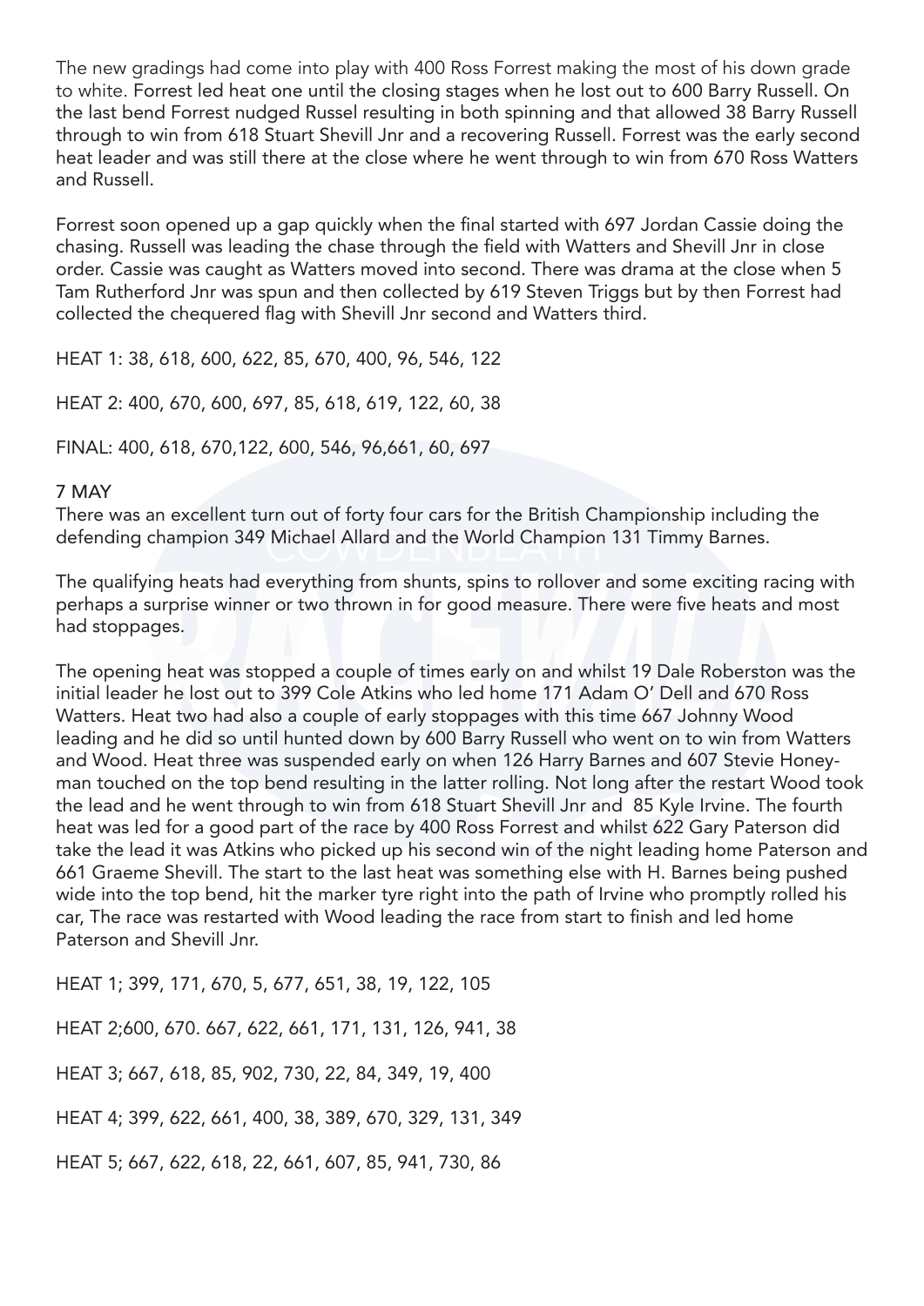The new gradings had come into play with 400 Ross Forrest making the most of his down grade to white. Forrest led heat one until the closing stages when he lost out to 600 Barry Russell. On the last bend Forrest nudged Russel resulting in both spinning and that allowed 38 Barry Russell through to win from 618 Stuart Shevill Jnr and a recovering Russell. Forrest was the early second heat leader and was still there at the close where he went through to win from 670 Ross Watters and Russell.

Forrest soon opened up a gap quickly when the final started with 697 Jordan Cassie doing the chasing. Russell was leading the chase through the field with Watters and Shevill Jnr in close order. Cassie was caught as Watters moved into second. There was drama at the close when 5 Tam Rutherford Jnr was spun and then collected by 619 Steven Triggs but by then Forrest had collected the chequered flag with Shevill Jnr second and Watters third.

HEAT 1: 38, 618, 600, 622, 85, 670, 400, 96, 546, 122

HEAT 2: 400, 670, 600, 697, 85, 618, 619, 122, 60, 38

FINAL: 400, 618, 670,122, 600, 546, 96,661, 60, 697

## 7 MAY

There was an excellent turn out of forty four cars for the British Championship including the defending champion 349 Michael Allard and the World Champion 131 Timmy Barnes.

The qualifying heats had everything from shunts, spins to rollover and some exciting racing with perhaps a surprise winner or two thrown in for good measure. There were five heats and most had stoppages.

The opening heat was stopped a couple of times early on and whilst 19 Dale Roberston was the initial leader he lost out to 399 Cole Atkins who led home 171 Adam O' Dell and 670 Ross Watters. Heat two had also a couple of early stoppages with this time 667 Johnny Wood leading and he did so until hunted down by 600 Barry Russell who went on to win from Watters and Wood. Heat three was suspended early on when 126 Harry Barnes and 607 Stevie Honey-man touched on the top bend resulting in the latter rolling. Not long after the restart Wood took the lead and he went through to win from 618 Stuart Shevill Jnr and 85 Kyle Irvine. The fourth heat was led for a good part of the race by 400 Ross Forrest and whilst 622 Gary Paterson did take the lead it was Atkins who picked up his second win of the night leading home Paterson and 661 Graeme Shevill. The start to the last heat was something else with H. Barnes being pushed wide into the top bend, hit the marker tyre right into the path of Irvine who promptly rolled his car, The race was restarted with Wood leading the race from start to finish and led home Paterson and Shevill Jnr.

HEAT 1; 399, 171, 670, 5, 677, 651, 38, 19, 122, 105

HEAT 2;600, 670. 667, 622, 661, 171, 131, 126, 941, 38

HEAT 3; 667, 618, 85, 902, 730, 22, 84, 349, 19, 400

HEAT 4; 399, 622, 661, 400, 38, 389, 670, 329, 131, 349

HEAT 5; 667, 622, 618, 22, 661, 607, 85, 941, 730, 86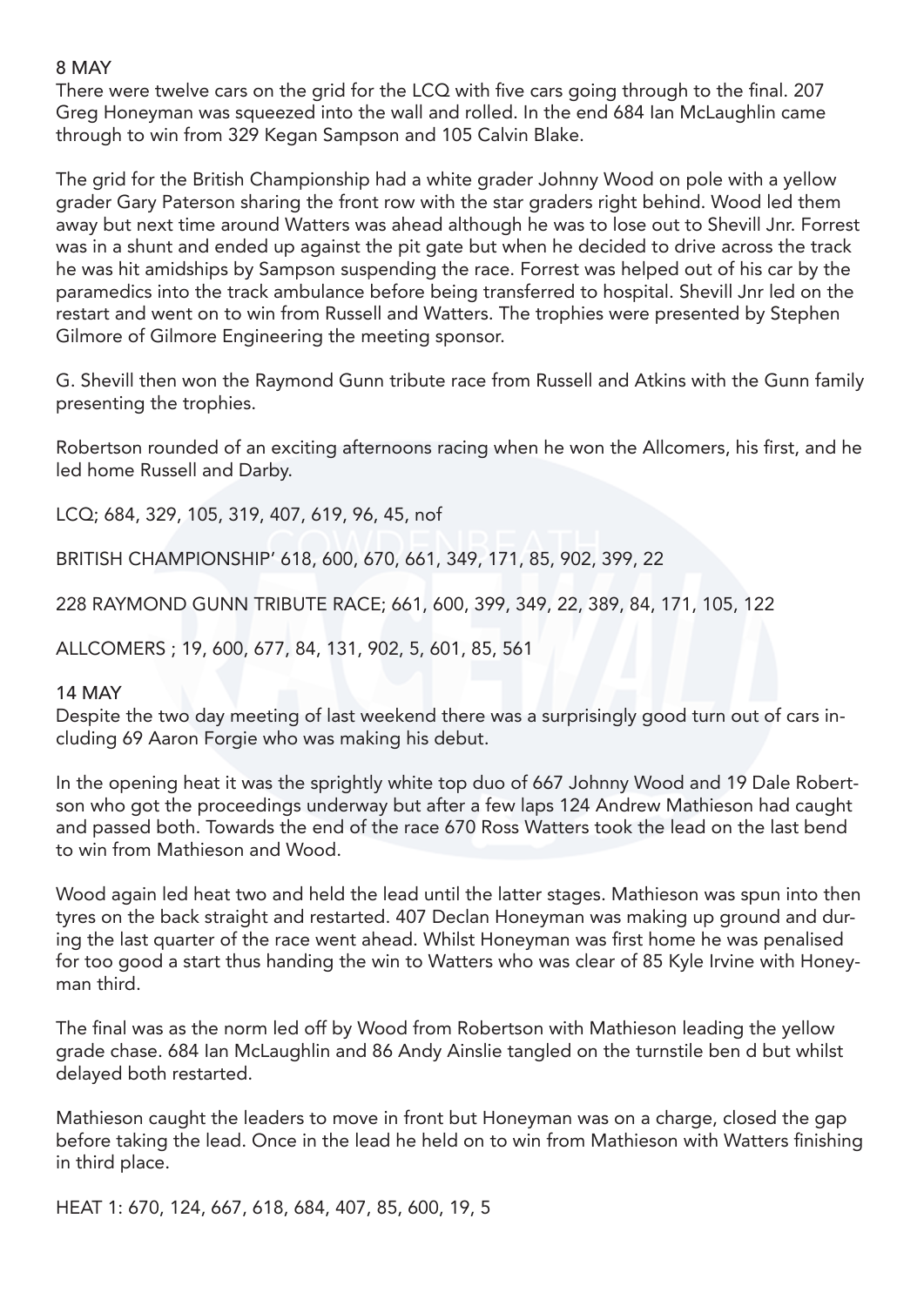## 8 MAY

There were twelve cars on the grid for the LCQ with five cars going through to the final. 207 Greg Honeyman was squeezed into the wall and rolled. In the end 684 Ian McLaughlin came through to win from 329 Kegan Sampson and 105 Calvin Blake.

The grid for the British Championship had a white grader Johnny Wood on pole with a yellow grader Gary Paterson sharing the front row with the star graders right behind. Wood led them away but next time around Watters was ahead although he was to lose out to Shevill Jnr. Forrest was in a shunt and ended up against the pit gate but when he decided to drive across the track he was hit amidships by Sampson suspending the race. Forrest was helped out of his car by the paramedics into the track ambulance before being transferred to hospital. Shevill Jnr led on the restart and went on to win from Russell and Watters. The trophies were presented by Stephen Gilmore of Gilmore Engineering the meeting sponsor.

G. Shevill then won the Raymond Gunn tribute race from Russell and Atkins with the Gunn family presenting the trophies.

Robertson rounded of an exciting afternoons racing when he won the Allcomers, his first, and he led home Russell and Darby.

LCQ; 684, 329, 105, 319, 407, 619, 96, 45, nof

BRITISH CHAMPIONSHIP' 618, 600, 670, 661, 349, 171, 85, 902, 399, 22

228 RAYMOND GUNN TRIBUTE RACE; 661, 600, 399, 349, 22, 389, 84, 171, 105, 122

ALLCOMERS ; 19, 600, 677, 84, 131, 902, 5, 601, 85, 561

## 14 MAY

Despite the two day meeting of last weekend there was a surprisingly good turn out of cars including 69 Aaron Forgie who was making his debut.

In the opening heat it was the sprightly white top duo of 667 Johnny Wood and 19 Dale Robertson who got the proceedings underway but after a few laps 124 Andrew Mathieson had caught and passed both. Towards the end of the race 670 Ross Watters took the lead on the last bend to win from Mathieson and Wood.

Wood again led heat two and held the lead until the latter stages. Mathieson was spun into then tyres on the back straight and restarted. 407 Declan Honeyman was making up ground and during the last quarter of the race went ahead. Whilst Honeyman was first home he was penalised for too good a start thus handing the win to Watters who was clear of 85 Kyle Irvine with Honeyman third.

The final was as the norm led off by Wood from Robertson with Mathieson leading the yellow grade chase. 684 Ian McLaughlin and 86 Andy Ainslie tangled on the turnstile ben d but whilst delayed both restarted.

Mathieson caught the leaders to move in front but Honeyman was on a charge, closed the gap before taking the lead. Once in the lead he held on to win from Mathieson with Watters finishing in third place.

HEAT 1: 670, 124, 667, 618, 684, 407, 85, 600, 19, 5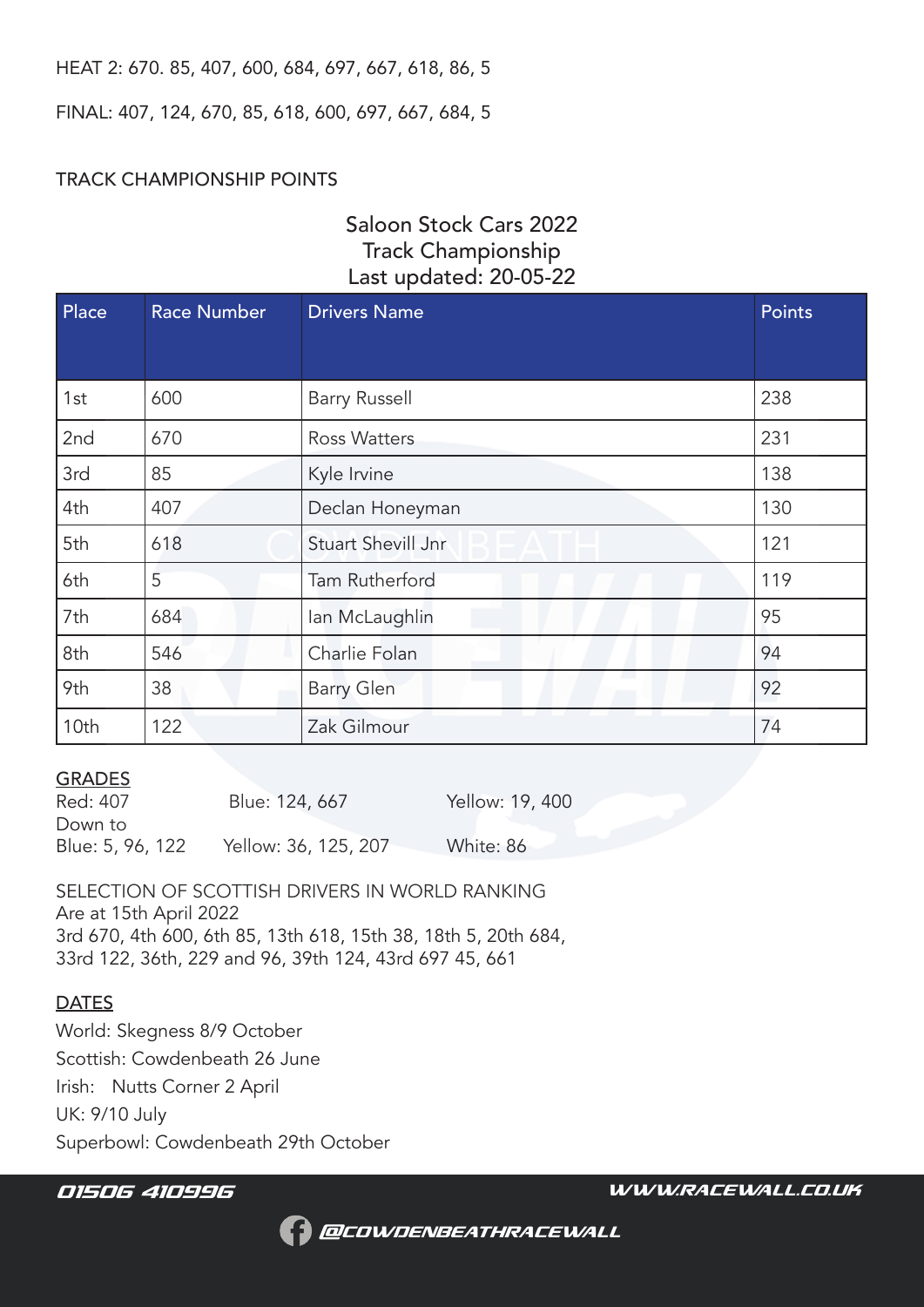HEAT 2: 670. 85, 407, 600, 684, 697, 667, 618, 86, 5

FINAL: 407, 124, 670, 85, 618, 600, 697, 667, 684, 5

TRACK CHAMPIONSHIP POINTS

### Saloon Stock Cars 2022
### Track Championship
### Last updated: 20-05-22

| Place | Race Number | Drivers Name | Points |
| --- | --- | --- | --- |
| 1st | 600 | Barry Russell | 238 |
| 2nd | 670 | Ross Watters | 231 |
| 3rd | 85 | Kyle Irvine | 138 |
| 4th | 407 | Declan Honeyman | 130 |
| 5th | 618 | Stuart Shevill Jnr | 121 |
| 6th | 5 | Tam Rutherford | 119 |
| 7th | 684 | Ian McLaughlin | 95 |
| 8th | 546 | Charlie Folan | 94 |
| 9th | 38 | Barry Glen | 92 |
| 10th | 122 | Zak Gilmour | 74 |

GRADES

Red: 407 Blue: 124, 667 Yellow: 19, 400

Down to

Blue: 5, 96, 122 Yellow: 36, 125, 207 White: 86

SELECTION OF SCOTTISH DRIVERS IN WORLD RANKING
Are at 15th April 2022
3rd 670, 4th 600, 6th 85, 13th 618, 15th 38, 18th 5, 20th 684,
33rd 122, 36th, 229 and 96, 39th 124, 43rd 697 45, 661

DATES

World: Skegness 8/9 October

Scottish: Cowdenbeath 26 June

Irish: Nutts Corner 2 April

UK: 9/10 July

Superbowl: Cowdenbeath 29th October

01506 410996 WWW.RACEWALL.CO.UK

@COWDENBEATHRACEWALL